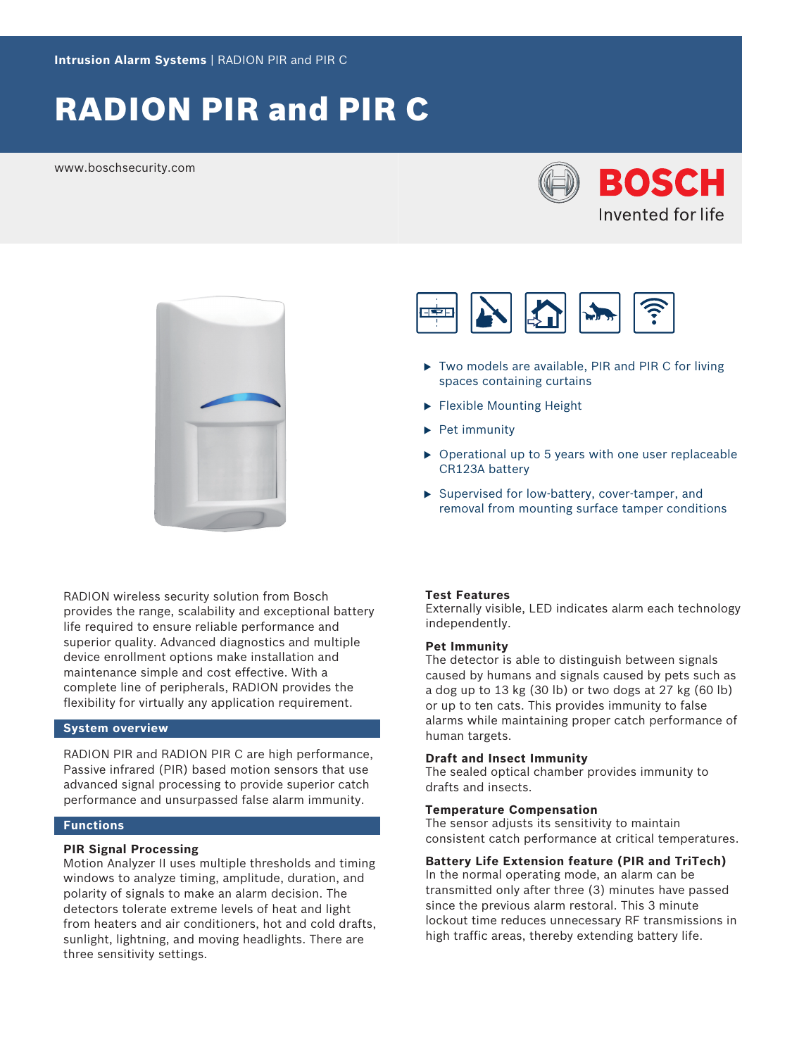**Intrusion Alarm Systems** | RADION PIR and PIR C

# RADION PIR and PIR C

www.boschsecurity.com

BOSCH
Invented for life

- Two models are available, PIR and PIR C for living spaces containing curtains
- Flexible Mounting Height
- Pet immunity
- Operational up to 5 years with one user replaceable CR123A battery
- Supervised for low-battery, cover-tamper, and removal from mounting surface tamper conditions

RADION wireless security solution from Bosch provides the range, scalability and exceptional battery life required to ensure reliable performance and superior quality. Advanced diagnostics and multiple device enrollment options make installation and maintenance simple and cost effective. With a complete line of peripherals, RADION provides the flexibility for virtually any application requirement.

## System overview

RADION PIR and RADION PIR C are high performance, Passive infrared (PIR) based motion sensors that use advanced signal processing to provide superior catch performance and unsurpassed false alarm immunity.

## Functions

### PIR Signal Processing

Motion Analyzer II uses multiple thresholds and timing windows to analyze timing, amplitude, duration, and polarity of signals to make an alarm decision. The detectors tolerate extreme levels of heat and light from heaters and air conditioners, hot and cold drafts, sunlight, lightning, and moving headlights. There are three sensitivity settings.

### Test Features

Externally visible, LED indicates alarm each technology independently.

### Pet Immunity

The detector is able to distinguish between signals caused by humans and signals caused by pets such as a dog up to 13 kg (30 lb) or two dogs at 27 kg (60 lb) or up to ten cats. This provides immunity to false alarms while maintaining proper catch performance of human targets.

### Draft and Insect Immunity

The sealed optical chamber provides immunity to drafts and insects.

### Temperature Compensation

The sensor adjusts its sensitivity to maintain consistent catch performance at critical temperatures.

### Battery Life Extension feature (PIR and TriTech)

In the normal operating mode, an alarm can be transmitted only after three (3) minutes have passed since the previous alarm restoral. This 3 minute lockout time reduces unnecessary RF transmissions in high traffic areas, thereby extending battery life.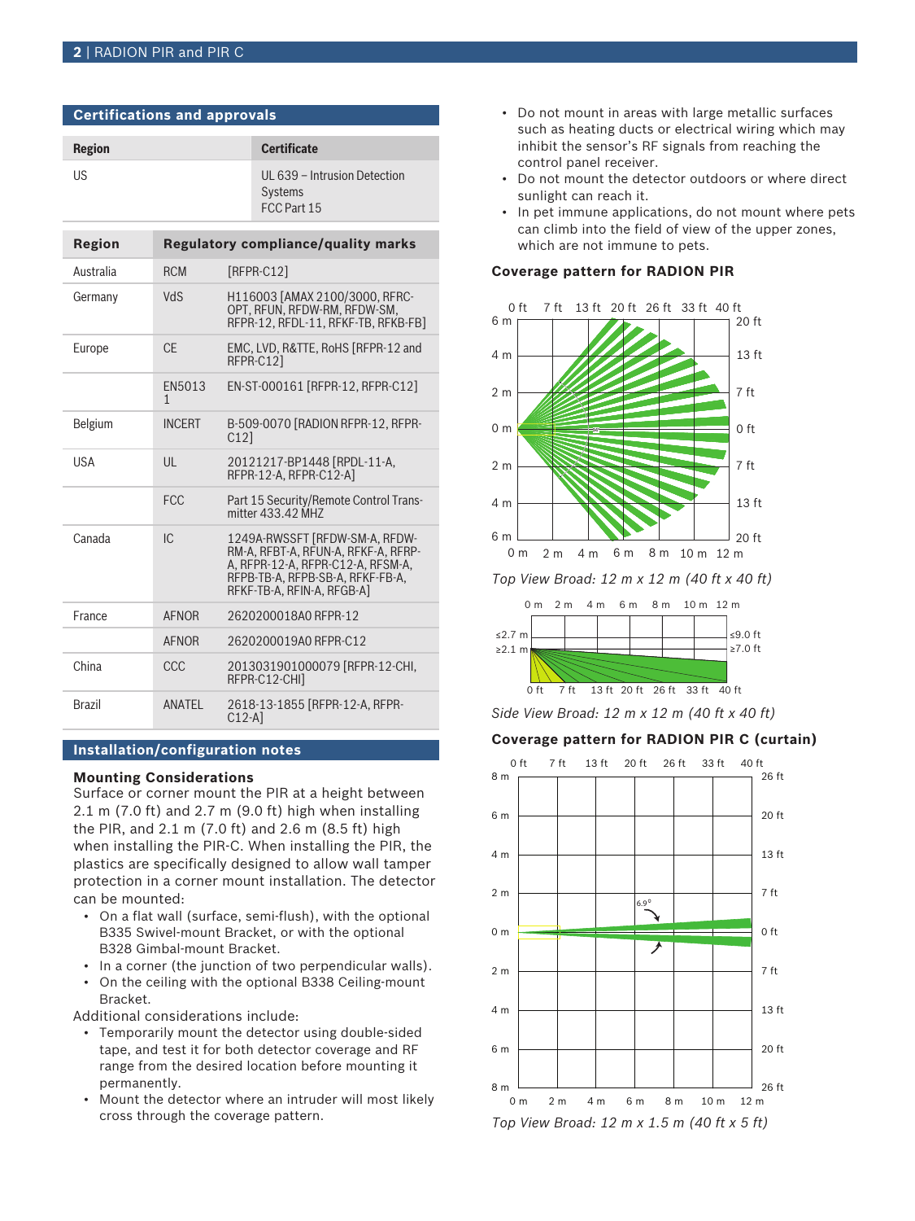## Certifications and approvals

| Region | Certificate |
|---|---|
| US | UL 639 – Intrusion Detection Systems<br>FCC Part 15 |

| Region | Regulatory compliance/quality marks | |
|---|---|---|
| Australia | RCM | [RFPR-C12] |
| Germany | VdS | H116003 [AMAX 2100/3000, RFRC-OPT, RFUN, RFDW-RM, RFDW-SM, RFPR-12, RFDL-11, RFKF-TB, RFKB-FB] |
| Europe | CE | EMC, LVD, R&TTE, RoHS [RFPR-12 and RFPR-C12] |
| | EN50131 | EN-ST-000161 [RFPR-12, RFPR-C12] |
| Belgium | INCERT | B-509-0070 [RADION RFPR-12, RFPR-C12] |
| USA | UL | 20121217-BP1448 [RPDL-11-A, RFPR-12-A, RFPR-C12-A] |
| | FCC | Part 15 Security/Remote Control Transmitter 433.42 MHZ |
| Canada | IC | 1249A-RWSSFT [RFDW-SM-A, RFDW-RM-A, RFBT-A, RFUN-A, RFKF-A, RFRP-A, RFPR-12-A, RFPR-C12-A, RFSM-A, RFPB-TB-A, RFPB-SB-A, RFKF-FB-A, RFKF-TB-A, RFIN-A, RFGB-A] |
| France | AFNOR | 2620200018A0 RFPR-12 |
| | AFNOR | 2620200019A0 RFPR-C12 |
| China | CCC | 2013031901000079 [RFPR-12-CHI, RFPR-C12-CHI] |
| Brazil | ANATEL | 2618-13-1855 [RFPR-12-A, RFPR-C12-A] |

## Installation/configuration notes

### Mounting Considerations

Surface or corner mount the PIR at a height between 2.1 m (7.0 ft) and 2.7 m (9.0 ft) high when installing the PIR, and 2.1 m (7.0 ft) and 2.6 m (8.5 ft) high when installing the PIR-C. When installing the PIR, the plastics are specifically designed to allow wall tamper protection in a corner mount installation. The detector can be mounted:

- On a flat wall (surface, semi-flush), with the optional B335 Swivel-mount Bracket, or with the optional B328 Gimbal-mount Bracket.
- In a corner (the junction of two perpendicular walls).
- On the ceiling with the optional B338 Ceiling-mount Bracket.

Additional considerations include:

- Temporarily mount the detector using double-sided tape, and test it for both detector coverage and RF range from the desired location before mounting it permanently.
- Mount the detector where an intruder will most likely cross through the coverage pattern.
- Do not mount in areas with large metallic surfaces such as heating ducts or electrical wiring which may inhibit the sensor's RF signals from reaching the control panel receiver.
- Do not mount the detector outdoors or where direct sunlight can reach it.
- In pet immune applications, do not mount where pets can climb into the field of view of the upper zones, which are not immune to pets.

### Coverage pattern for RADION PIR

*Top View Broad: 12 m x 12 m (40 ft x 40 ft)*

*Side View Broad: 12 m x 12 m (40 ft x 40 ft)*

### Coverage pattern for RADION PIR C (curtain)

*Top View Broad: 12 m x 1.5 m (40 ft x 5 ft)*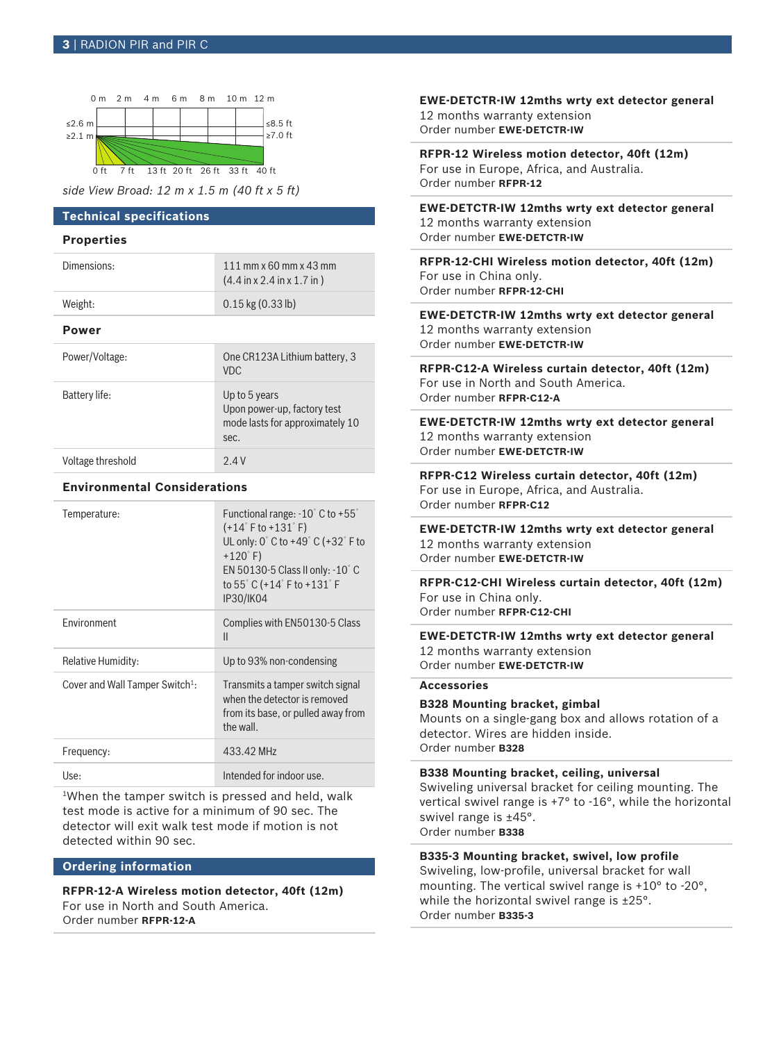0 m 2 m 4 m 6 m 8 m 10 m 12 m

≤2.6 m ≤8.5 ft
≥2.1 m ≥7.0 ft

0 ft 7 ft 13 ft 20 ft 26 ft 33 ft 40 ft

*side View Broad: 12 m x 1.5 m (40 ft x 5 ft)*

## Technical specifications

### Properties

| | |
|---|---|
| Dimensions: | 111 mm x 60 mm x 43 mm (4.4 in x 2.4 in x 1.7 in ) |
| Weight: | 0.15 kg (0.33 lb) |

### Power

| | |
|---|---|
| Power/Voltage: | One CR123A Lithium battery, 3 VDC |
| Battery life: | Up to 5 years<br>Upon power-up, factory test mode lasts for approximately 10 sec. |
| Voltage threshold | 2.4 V |

### Environmental Considerations

| | |
|---|---|
| Temperature: | Functional range: -10° C to +55° (+14° F to +131° F)<br>UL only: 0° C to +49° C (+32° F to +120° F)<br>EN 50130-5 Class II only: -10° C to 55° C (+14° F to +131° F<br>IP30/IK04 |
| Environment | Complies with EN50130-5 Class II |
| Relative Humidity: | Up to 93% non-condensing |
| Cover and Wall Tamper Switch[1]: | Transmits a tamper switch signal when the detector is removed from its base, or pulled away from the wall. |
| Frequency: | 433.42 MHz |
| Use: | Intended for indoor use. |

[1]When the tamper switch is pressed and held, walk test mode is active for a minimum of 90 sec. The detector will exit walk test mode if motion is not detected within 90 sec.

## Ordering information

**RFPR-12-A Wireless motion detector, 40ft (12m)**
For use in North and South America.
Order number **RFPR-12-A**

**EWE-DETCTR-IW 12mths wrty ext detector general**
12 months warranty extension
Order number **EWE-DETCTR-IW**

**RFPR-12 Wireless motion detector, 40ft (12m)**
For use in Europe, Africa, and Australia.
Order number **RFPR-12**

**EWE-DETCTR-IW 12mths wrty ext detector general**
12 months warranty extension
Order number **EWE-DETCTR-IW**

**RFPR-12-CHI Wireless motion detector, 40ft (12m)**
For use in China only.
Order number **RFPR-12-CHI**

**EWE-DETCTR-IW 12mths wrty ext detector general**
12 months warranty extension
Order number **EWE-DETCTR-IW**

**RFPR-C12-A Wireless curtain detector, 40ft (12m)**
For use in North and South America.
Order number **RFPR-C12-A**

**EWE-DETCTR-IW 12mths wrty ext detector general**
12 months warranty extension
Order number **EWE-DETCTR-IW**

**RFPR-C12 Wireless curtain detector, 40ft (12m)**
For use in Europe, Africa, and Australia.
Order number **RFPR-C12**

**EWE-DETCTR-IW 12mths wrty ext detector general**
12 months warranty extension
Order number **EWE-DETCTR-IW**

**RFPR-C12-CHI Wireless curtain detector, 40ft (12m)**
For use in China only.
Order number **RFPR-C12-CHI**

**EWE-DETCTR-IW 12mths wrty ext detector general**
12 months warranty extension
Order number **EWE-DETCTR-IW**

### Accessories

**B328 Mounting bracket, gimbal**
Mounts on a single-gang box and allows rotation of a detector. Wires are hidden inside.
Order number **B328**

**B338 Mounting bracket, ceiling, universal**
Swiveling universal bracket for ceiling mounting. The vertical swivel range is +7° to -16°, while the horizontal swivel range is ±45°.
Order number **B338**

**B335-3 Mounting bracket, swivel, low profile**
Swiveling, low-profile, universal bracket for wall mounting. The vertical swivel range is +10° to -20°, while the horizontal swivel range is ±25°.
Order number **B335-3**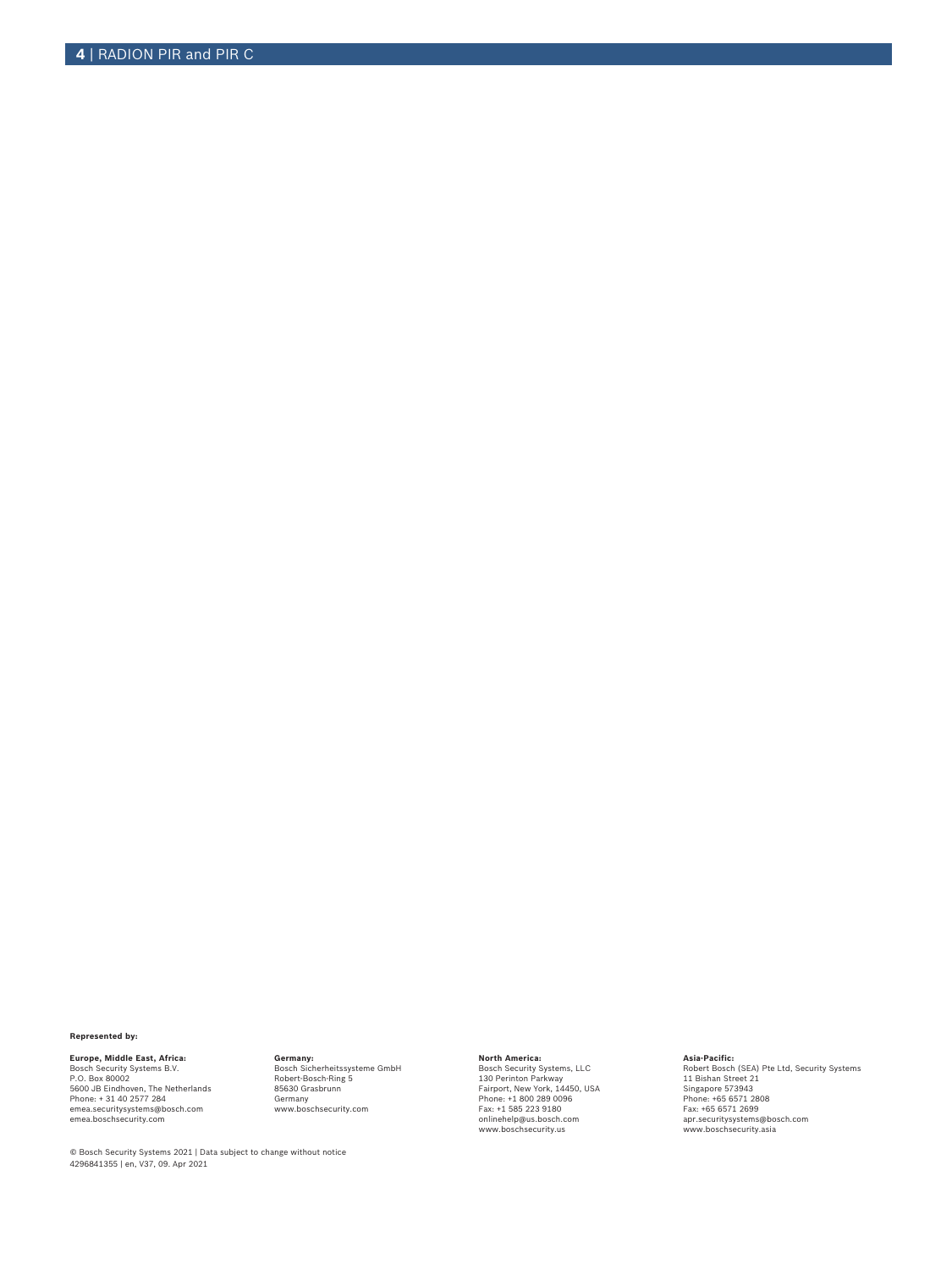**Represented by:**

**Europe, Middle East, Africa:**
Bosch Security Systems B.V.
P.O. Box 80002
5600 JB Eindhoven, The Netherlands
Phone: + 31 40 2577 284
emea.securitysystems@bosch.com
emea.boschsecurity.com

**Germany:**
Bosch Sicherheitssysteme GmbH
Robert-Bosch-Ring 5
85630 Grasbrunn
Germany
www.boschsecurity.com

**North America:**
Bosch Security Systems, LLC
130 Perinton Parkway
Fairport, New York, 14450, USA
Phone: +1 800 289 0096
Fax: +1 585 223 9180
onlinehelp@us.bosch.com
www.boschsecurity.us

**Asia-Pacific:**
Robert Bosch (SEA) Pte Ltd, Security Systems
11 Bishan Street 21
Singapore 573943
Phone: +65 6571 2808
Fax: +65 6571 2699
apr.securitysystems@bosch.com
www.boschsecurity.asia

© Bosch Security Systems 2021 | Data subject to change without notice
4296841355 | en, V37, 09. Apr 2021